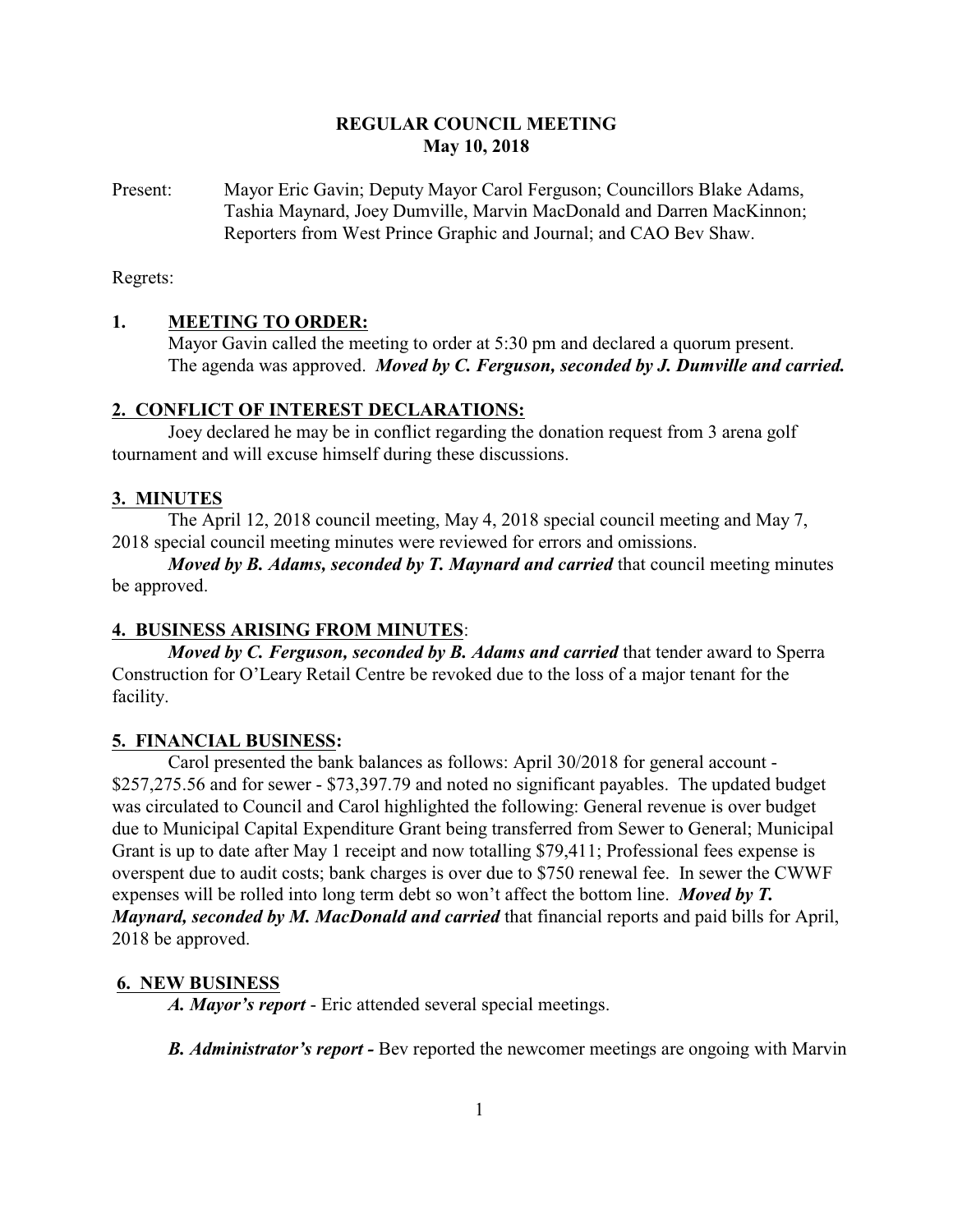**REGULAR COUNCIL MEETING**
**May 10, 2018**

Present: Mayor Eric Gavin; Deputy Mayor Carol Ferguson; Councillors Blake Adams, Tashia Maynard, Joey Dumville, Marvin MacDonald and Darren MacKinnon; Reporters from West Prince Graphic and Journal; and CAO Bev Shaw.

Regrets:

## 1. MEETING TO ORDER:

Mayor Gavin called the meeting to order at 5:30 pm and declared a quorum present. The agenda was approved. ***Moved by C. Ferguson, seconded by J. Dumville and carried.***

## 2. CONFLICT OF INTEREST DECLARATIONS:

Joey declared he may be in conflict regarding the donation request from 3 arena golf tournament and will excuse himself during these discussions.

## 3. MINUTES

The April 12, 2018 council meeting, May 4, 2018 special council meeting and May 7, 2018 special council meeting minutes were reviewed for errors and omissions.

***Moved by B. Adams, seconded by T. Maynard and carried*** that council meeting minutes be approved.

## 4. BUSINESS ARISING FROM MINUTES:

***Moved by C. Ferguson, seconded by B. Adams and carried*** that tender award to Sperra Construction for O'Leary Retail Centre be revoked due to the loss of a major tenant for the facility.

## 5. FINANCIAL BUSINESS:

Carol presented the bank balances as follows: April 30/2018 for general account - $257,275.56 and for sewer - $73,397.79 and noted no significant payables. The updated budget was circulated to Council and Carol highlighted the following: General revenue is over budget due to Municipal Capital Expenditure Grant being transferred from Sewer to General; Municipal Grant is up to date after May 1 receipt and now totalling $79,411; Professional fees expense is overspent due to audit costs; bank charges is over due to $750 renewal fee. In sewer the CWWF expenses will be rolled into long term debt so won't affect the bottom line. ***Moved by T. Maynard, seconded by M. MacDonald and carried*** that financial reports and paid bills for April, 2018 be approved.

## 6. NEW BUSINESS

***A. Mayor's report*** - Eric attended several special meetings.

***B. Administrator's report -*** Bev reported the newcomer meetings are ongoing with Marvin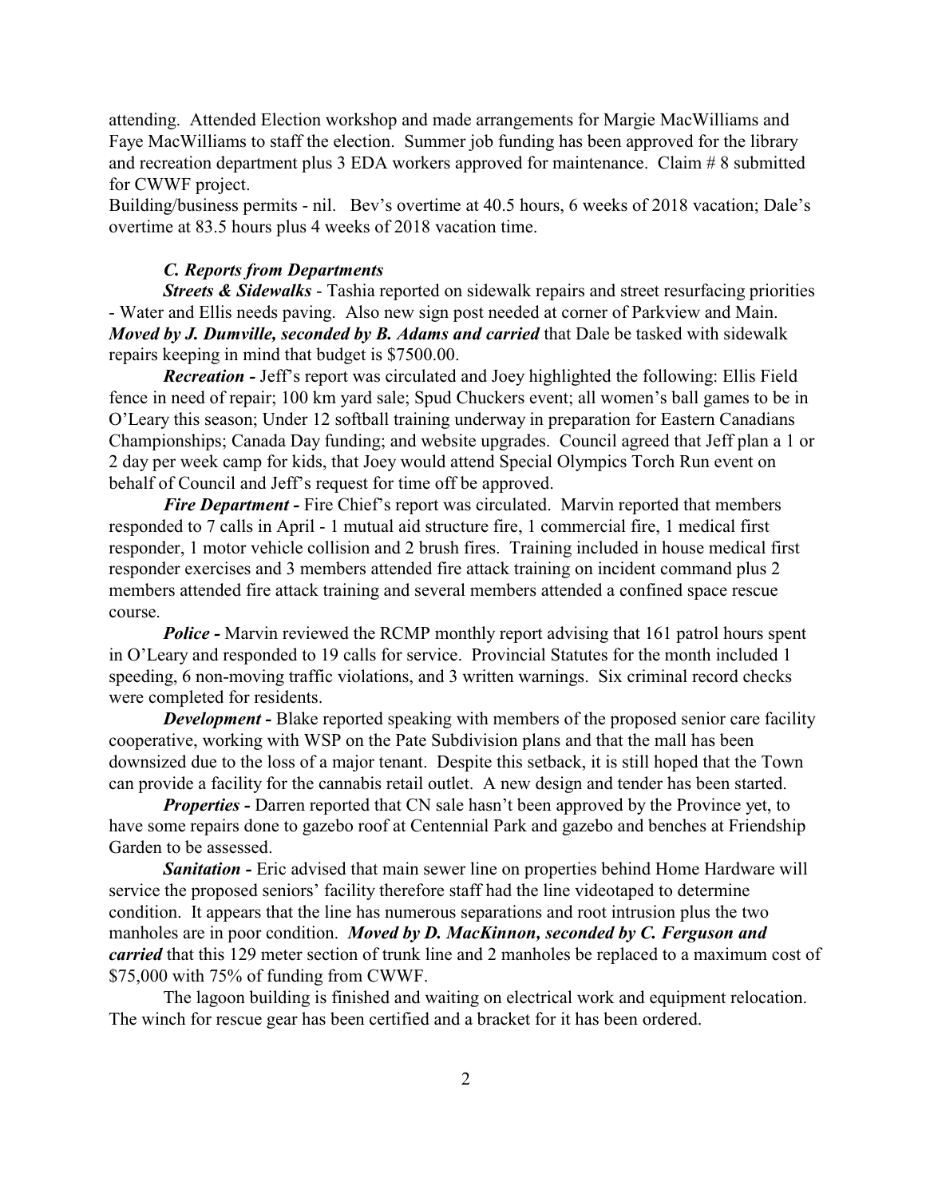attending. Attended Election workshop and made arrangements for Margie MacWilliams and Faye MacWilliams to staff the election. Summer job funding has been approved for the library and recreation department plus 3 EDA workers approved for maintenance. Claim # 8 submitted for CWWF project.

Building/business permits - nil. Bev's overtime at 40.5 hours, 6 weeks of 2018 vacation; Dale's overtime at 83.5 hours plus 4 weeks of 2018 vacation time.

### *C. Reports from Departments*

***Streets & Sidewalks*** - Tashia reported on sidewalk repairs and street resurfacing priorities - Water and Ellis needs paving. Also new sign post needed at corner of Parkview and Main. ***Moved by J. Dumville, seconded by B. Adams and carried*** that Dale be tasked with sidewalk repairs keeping in mind that budget is $7500.00.

***Recreation -*** Jeff's report was circulated and Joey highlighted the following: Ellis Field fence in need of repair; 100 km yard sale; Spud Chuckers event; all women's ball games to be in O'Leary this season; Under 12 softball training underway in preparation for Eastern Canadians Championships; Canada Day funding; and website upgrades. Council agreed that Jeff plan a 1 or 2 day per week camp for kids, that Joey would attend Special Olympics Torch Run event on behalf of Council and Jeff's request for time off be approved.

***Fire Department -*** Fire Chief's report was circulated. Marvin reported that members responded to 7 calls in April - 1 mutual aid structure fire, 1 commercial fire, 1 medical first responder, 1 motor vehicle collision and 2 brush fires. Training included in house medical first responder exercises and 3 members attended fire attack training on incident command plus 2 members attended fire attack training and several members attended a confined space rescue course.

***Police -*** Marvin reviewed the RCMP monthly report advising that 161 patrol hours spent in O'Leary and responded to 19 calls for service. Provincial Statutes for the month included 1 speeding, 6 non-moving traffic violations, and 3 written warnings. Six criminal record checks were completed for residents.

***Development -*** Blake reported speaking with members of the proposed senior care facility cooperative, working with WSP on the Pate Subdivision plans and that the mall has been downsized due to the loss of a major tenant. Despite this setback, it is still hoped that the Town can provide a facility for the cannabis retail outlet. A new design and tender has been started.

***Properties -*** Darren reported that CN sale hasn't been approved by the Province yet, to have some repairs done to gazebo roof at Centennial Park and gazebo and benches at Friendship Garden to be assessed.

***Sanitation -*** Eric advised that main sewer line on properties behind Home Hardware will service the proposed seniors' facility therefore staff had the line videotaped to determine condition. It appears that the line has numerous separations and root intrusion plus the two manholes are in poor condition. ***Moved by D. MacKinnon, seconded by C. Ferguson and carried*** that this 129 meter section of trunk line and 2 manholes be replaced to a maximum cost of $75,000 with 75% of funding from CWWF.

The lagoon building is finished and waiting on electrical work and equipment relocation. The winch for rescue gear has been certified and a bracket for it has been ordered.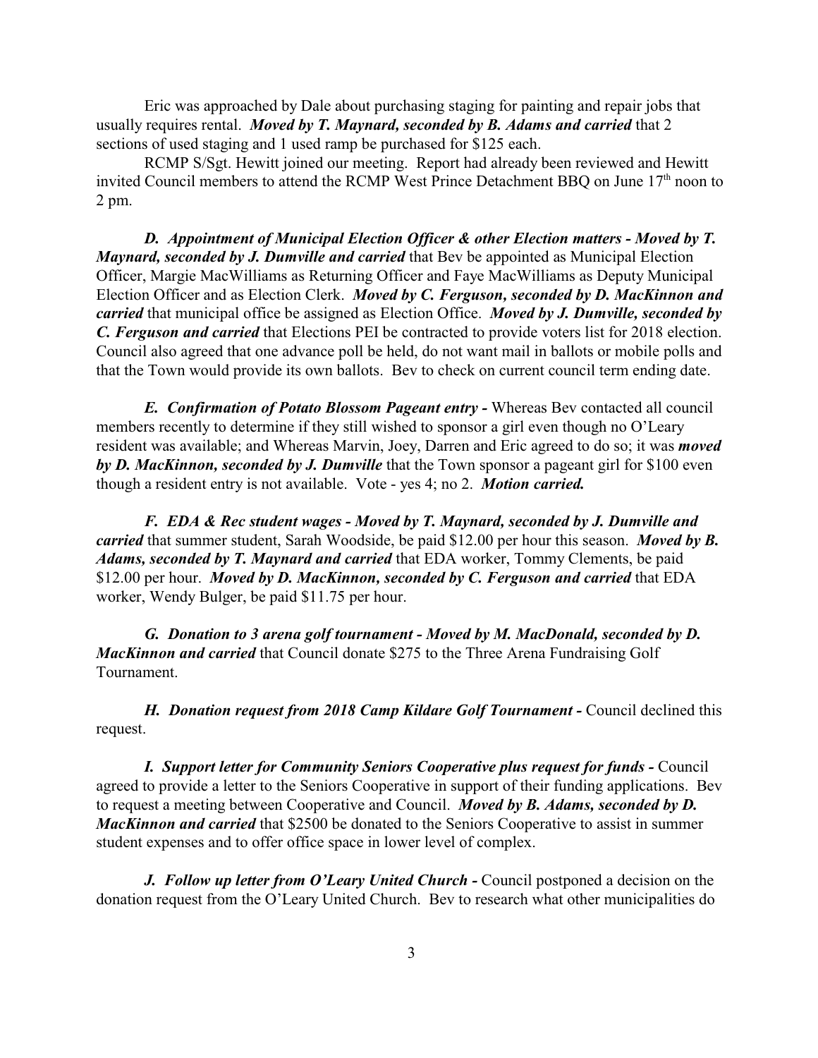Eric was approached by Dale about purchasing staging for painting and repair jobs that usually requires rental. ***Moved by T. Maynard, seconded by B. Adams and carried*** that 2 sections of used staging and 1 used ramp be purchased for $125 each.

RCMP S/Sgt. Hewitt joined our meeting. Report had already been reviewed and Hewitt invited Council members to attend the RCMP West Prince Detachment BBQ on June 17th noon to 2 pm.

***D. Appointment of Municipal Election Officer & other Election matters - Moved by T. Maynard, seconded by J. Dumville and carried*** that Bev be appointed as Municipal Election Officer, Margie MacWilliams as Returning Officer and Faye MacWilliams as Deputy Municipal Election Officer and as Election Clerk. ***Moved by C. Ferguson, seconded by D. MacKinnon and carried*** that municipal office be assigned as Election Office. ***Moved by J. Dumville, seconded by C. Ferguson and carried*** that Elections PEI be contracted to provide voters list for 2018 election. Council also agreed that one advance poll be held, do not want mail in ballots or mobile polls and that the Town would provide its own ballots. Bev to check on current council term ending date.

***E. Confirmation of Potato Blossom Pageant entry -*** Whereas Bev contacted all council members recently to determine if they still wished to sponsor a girl even though no O'Leary resident was available; and Whereas Marvin, Joey, Darren and Eric agreed to do so; it was ***moved by D. MacKinnon, seconded by J. Dumville*** that the Town sponsor a pageant girl for $100 even though a resident entry is not available. Vote - yes 4; no 2. ***Motion carried.***

***F. EDA & Rec student wages - Moved by T. Maynard, seconded by J. Dumville and carried*** that summer student, Sarah Woodside, be paid $12.00 per hour this season. ***Moved by B. Adams, seconded by T. Maynard and carried*** that EDA worker, Tommy Clements, be paid $12.00 per hour. ***Moved by D. MacKinnon, seconded by C. Ferguson and carried*** that EDA worker, Wendy Bulger, be paid $11.75 per hour.

***G. Donation to 3 arena golf tournament - Moved by M. MacDonald, seconded by D. MacKinnon and carried*** that Council donate $275 to the Three Arena Fundraising Golf Tournament.

***H. Donation request from 2018 Camp Kildare Golf Tournament -*** Council declined this request.

***I. Support letter for Community Seniors Cooperative plus request for funds -*** Council agreed to provide a letter to the Seniors Cooperative in support of their funding applications. Bev to request a meeting between Cooperative and Council. ***Moved by B. Adams, seconded by D. MacKinnon and carried*** that $2500 be donated to the Seniors Cooperative to assist in summer student expenses and to offer office space in lower level of complex.

***J. Follow up letter from O'Leary United Church -*** Council postponed a decision on the donation request from the O'Leary United Church. Bev to research what other municipalities do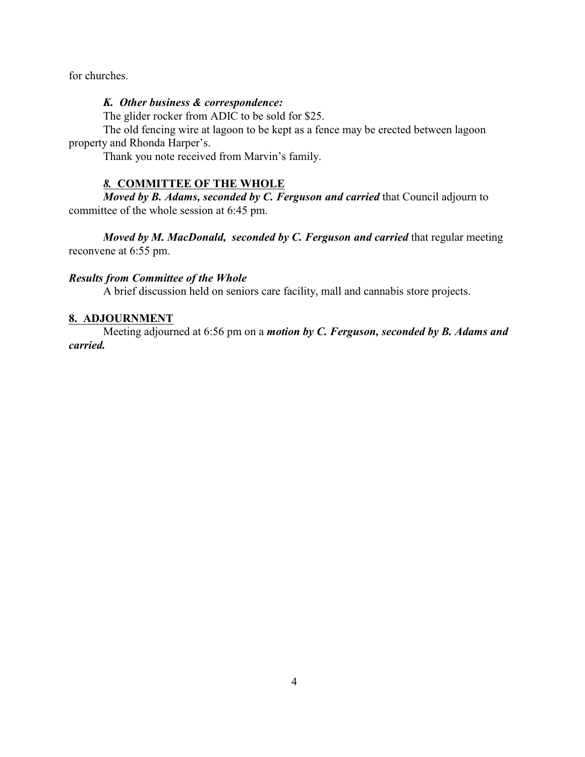for churches.

***K. Other business & correspondence:***

The glider rocker from ADIC to be sold for $25.

The old fencing wire at lagoon to be kept as a fence may be erected between lagoon property and Rhonda Harper's.

Thank you note received from Marvin's family.

## ***8.*** **COMMITTEE OF THE WHOLE**

***Moved by B. Adams, seconded by C. Ferguson and carried*** that Council adjourn to committee of the whole session at 6:45 pm.

***Moved by M. MacDonald, seconded by C. Ferguson and carried*** that regular meeting reconvene at 6:55 pm.

***Results from Committee of the Whole***

A brief discussion held on seniors care facility, mall and cannabis store projects.

## **8. ADJOURNMENT**

Meeting adjourned at 6:56 pm on a ***motion by C. Ferguson, seconded by B. Adams and carried.***